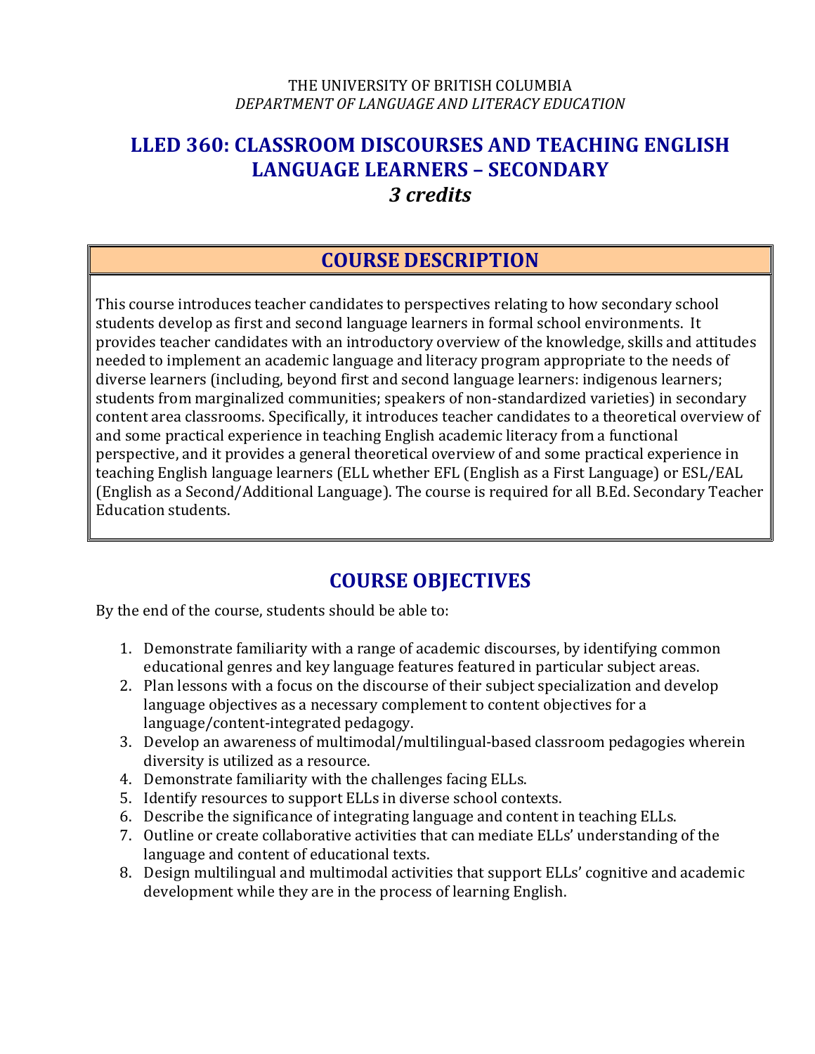THE UNIVERSITY OF BRITISH COLUMBIA

*DEPARTMENT OF LANGUAGE AND LITERACY EDUCATION*

# LLED 360: CLASSROOM DISCOURSES AND TEACHING ENGLISH LANGUAGE LEARNERS – SECONDARY

***3 credits***

## COURSE DESCRIPTION

This course introduces teacher candidates to perspectives relating to how secondary school students develop as first and second language learners in formal school environments. It provides teacher candidates with an introductory overview of the knowledge, skills and attitudes needed to implement an academic language and literacy program appropriate to the needs of diverse learners (including, beyond first and second language learners: indigenous learners; students from marginalized communities; speakers of non-standardized varieties) in secondary content area classrooms. Specifically, it introduces teacher candidates to a theoretical overview of and some practical experience in teaching English academic literacy from a functional perspective, and it provides a general theoretical overview of and some practical experience in teaching English language learners (ELL whether EFL (English as a First Language) or ESL/EAL (English as a Second/Additional Language). The course is required for all B.Ed. Secondary Teacher Education students.

## COURSE OBJECTIVES

By the end of the course, students should be able to:

1. Demonstrate familiarity with a range of academic discourses, by identifying common educational genres and key language features featured in particular subject areas.
2. Plan lessons with a focus on the discourse of their subject specialization and develop language objectives as a necessary complement to content objectives for a language/content-integrated pedagogy.
3. Develop an awareness of multimodal/multilingual-based classroom pedagogies wherein diversity is utilized as a resource.
4. Demonstrate familiarity with the challenges facing ELLs.
5. Identify resources to support ELLs in diverse school contexts.
6. Describe the significance of integrating language and content in teaching ELLs.
7. Outline or create collaborative activities that can mediate ELLs' understanding of the language and content of educational texts.
8. Design multilingual and multimodal activities that support ELLs' cognitive and academic development while they are in the process of learning English.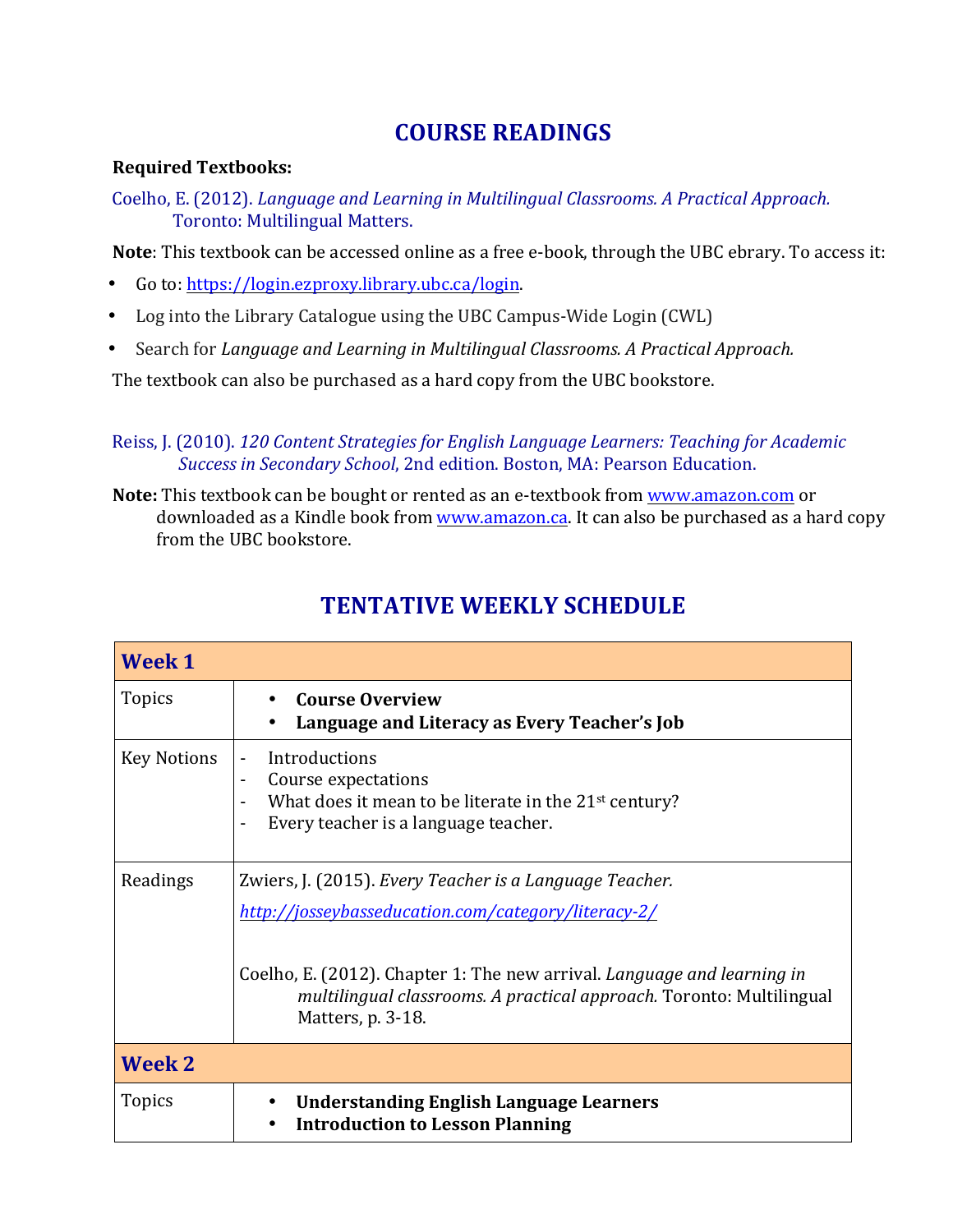# COURSE READINGS

**Required Textbooks:**

Coelho, E. (2012). *Language and Learning in Multilingual Classrooms. A Practical Approach.* Toronto: Multilingual Matters.

**Note**: This textbook can be accessed online as a free e-book, through the UBC ebrary. To access it:

- Go to: https://login.ezproxy.library.ubc.ca/login.
- Log into the Library Catalogue using the UBC Campus-Wide Login (CWL)
- Search for *Language and Learning in Multilingual Classrooms. A Practical Approach.*

The textbook can also be purchased as a hard copy from the UBC bookstore.

Reiss, J. (2010). *120 Content Strategies for English Language Learners: Teaching for Academic Success in Secondary School*, 2nd edition. Boston, MA: Pearson Education.

**Note:** This textbook can be bought or rented as an e-textbook from www.amazon.com or downloaded as a Kindle book from www.amazon.ca. It can also be purchased as a hard copy from the UBC bookstore.

# TENTATIVE WEEKLY SCHEDULE

| **Week 1** | |
|---|---|
| Topics | • **Course Overview**<br>• **Language and Literacy as Every Teacher's Job** |
| Key Notions | - Introductions<br>- Course expectations<br>- What does it mean to be literate in the 21st century?<br>- Every teacher is a language teacher. |
| Readings | Zwiers, J. (2015). *Every Teacher is a Language Teacher.* *http://josseybasseducation.com/category/literacy-2/*<br><br>Coelho, E. (2012). Chapter 1: The new arrival. *Language and learning in multilingual classrooms. A practical approach.* Toronto: Multilingual Matters, p. 3-18. |
| **Week 2** | |
| Topics | • **Understanding English Language Learners**<br>• **Introduction to Lesson Planning** |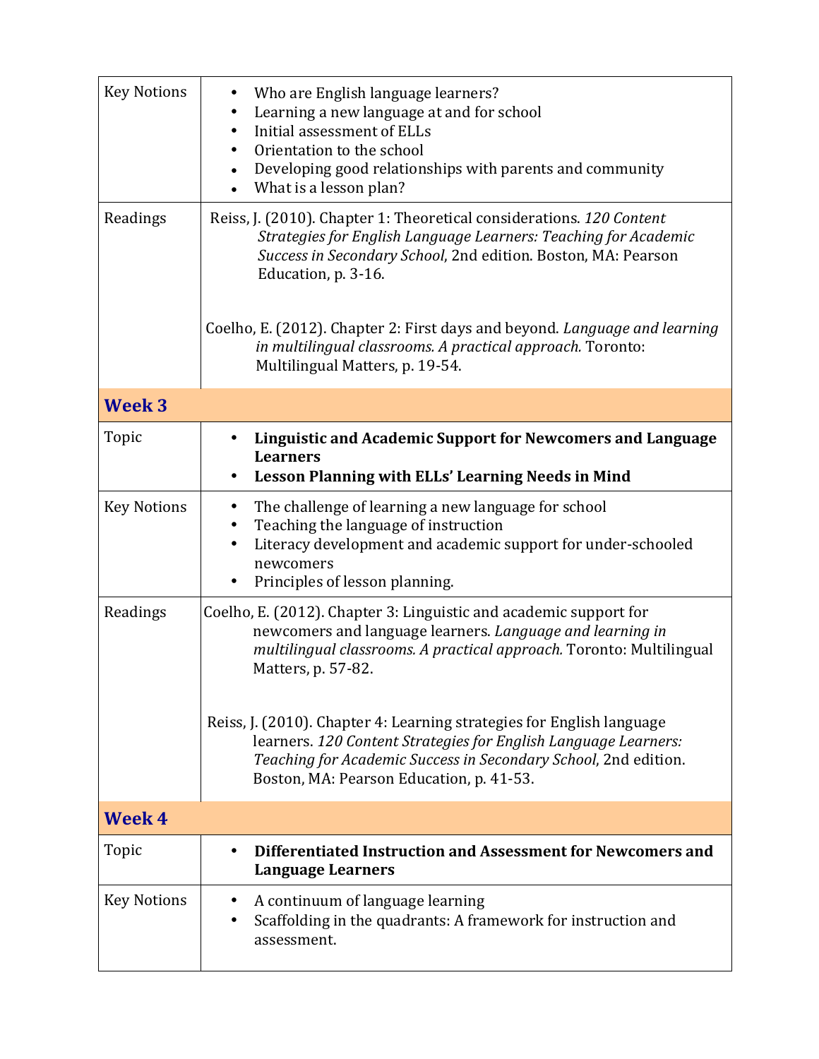| Key Notions | • Who are English language learners?<br>• Learning a new language at and for school<br>• Initial assessment of ELLs<br>• Orientation to the school<br>• Developing good relationships with parents and community<br>• What is a lesson plan? |
|---|---|
| Readings | Reiss, J. (2010). Chapter 1: Theoretical considerations. *120 Content Strategies for English Language Learners: Teaching for Academic Success in Secondary School*, 2nd edition. Boston, MA: Pearson Education, p. 3-16.<br><br>Coelho, E. (2012). Chapter 2: First days and beyond. *Language and learning in multilingual classrooms. A practical approach.* Toronto: Multilingual Matters, p. 19-54. |

## Week 3

| Topic | • **Linguistic and Academic Support for Newcomers and Language Learners**<br>• **Lesson Planning with ELLs' Learning Needs in Mind** |
|---|---|
| Key Notions | • The challenge of learning a new language for school<br>• Teaching the language of instruction<br>• Literacy development and academic support for under-schooled newcomers<br>• Principles of lesson planning. |
| Readings | Coelho, E. (2012). Chapter 3: Linguistic and academic support for newcomers and language learners. *Language and learning in multilingual classrooms. A practical approach.* Toronto: Multilingual Matters, p. 57-82.<br><br>Reiss, J. (2010). Chapter 4: Learning strategies for English language learners. *120 Content Strategies for English Language Learners: Teaching for Academic Success in Secondary School*, 2nd edition. Boston, MA: Pearson Education, p. 41-53. |

## Week 4

| Topic | • **Differentiated Instruction and Assessment for Newcomers and Language Learners** |
|---|---|
| Key Notions | • A continuum of language learning<br>• Scaffolding in the quadrants: A framework for instruction and assessment. |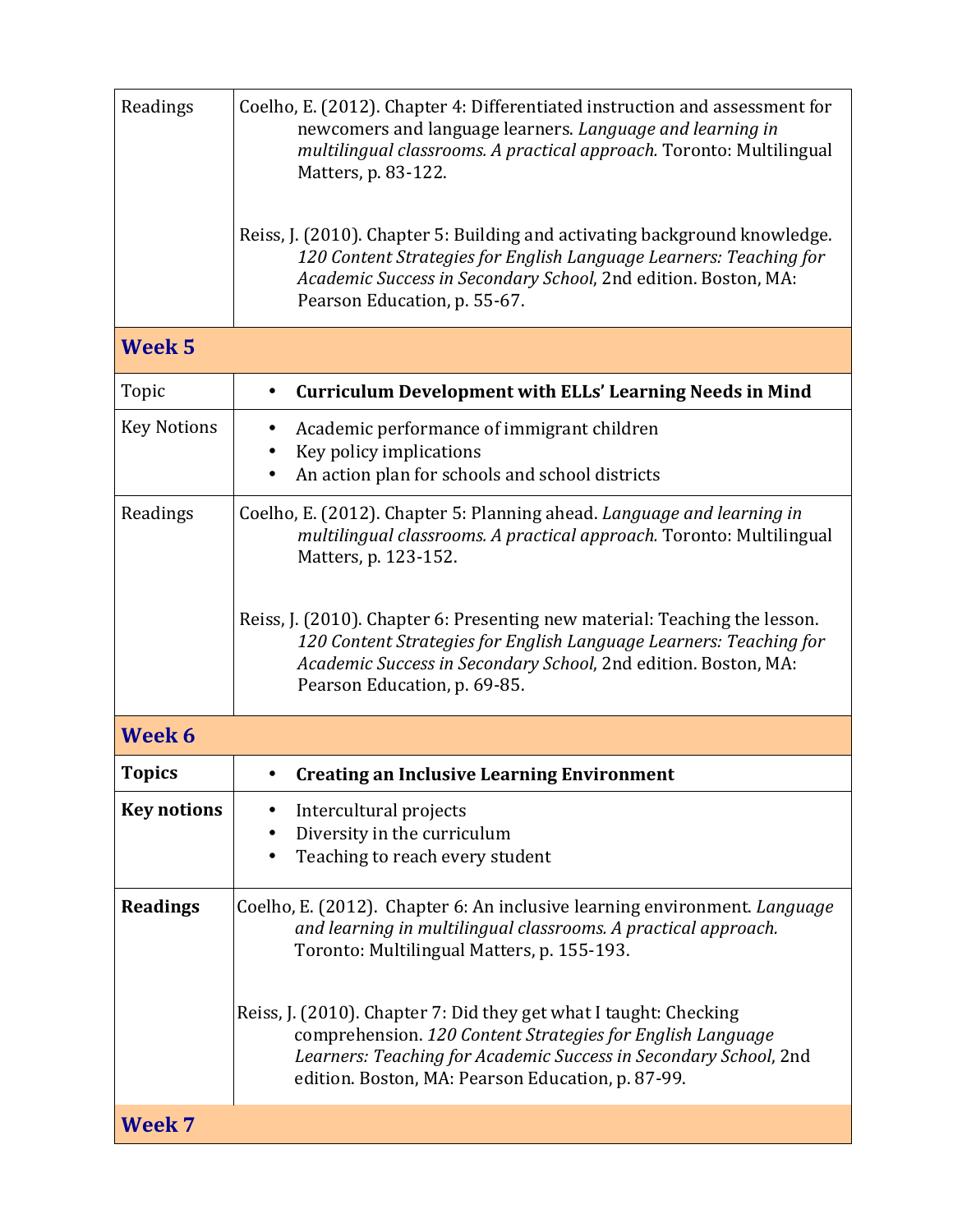| | |
|---|---|
| Readings | Coelho, E. (2012). Chapter 4: Differentiated instruction and assessment for newcomers and language learners. *Language and learning in multilingual classrooms. A practical approach.* Toronto: Multilingual Matters, p. 83-122.<br><br>Reiss, J. (2010). Chapter 5: Building and activating background knowledge. *120 Content Strategies for English Language Learners: Teaching for Academic Success in Secondary School*, 2nd edition. Boston, MA: Pearson Education, p. 55-67. |
| **Week 5** | |
| Topic | • **Curriculum Development with ELLs' Learning Needs in Mind** |
| Key Notions | • Academic performance of immigrant children<br>• Key policy implications<br>• An action plan for schools and school districts |
| Readings | Coelho, E. (2012). Chapter 5: Planning ahead. *Language and learning in multilingual classrooms. A practical approach.* Toronto: Multilingual Matters, p. 123-152.<br><br>Reiss, J. (2010). Chapter 6: Presenting new material: Teaching the lesson. *120 Content Strategies for English Language Learners: Teaching for Academic Success in Secondary School*, 2nd edition. Boston, MA: Pearson Education, p. 69-85. |
| **Week 6** | |
| **Topics** | • **Creating an Inclusive Learning Environment** |
| **Key notions** | • Intercultural projects<br>• Diversity in the curriculum<br>• Teaching to reach every student |
| **Readings** | Coelho, E. (2012). Chapter 6: An inclusive learning environment. *Language and learning in multilingual classrooms. A practical approach.* Toronto: Multilingual Matters, p. 155-193.<br><br>Reiss, J. (2010). Chapter 7: Did they get what I taught: Checking comprehension. *120 Content Strategies for English Language Learners: Teaching for Academic Success in Secondary School*, 2nd edition. Boston, MA: Pearson Education, p. 87-99. |
| **Week 7** | |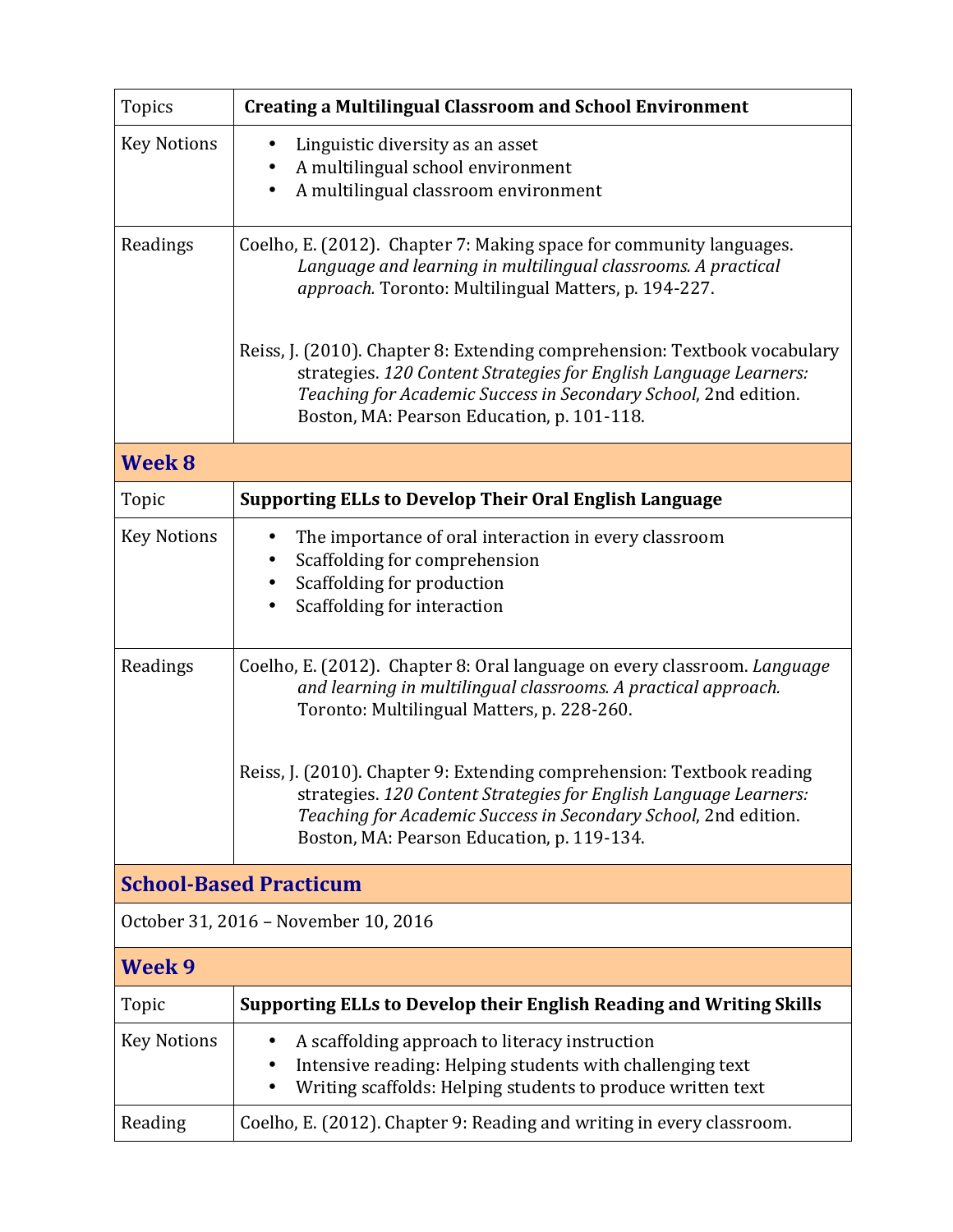| Topics | **Creating a Multilingual Classroom and School Environment** |
|---|---|
| Key Notions | • Linguistic diversity as an asset<br>• A multilingual school environment<br>• A multilingual classroom environment |
| Readings | Coelho, E. (2012). Chapter 7: Making space for community languages. *Language and learning in multilingual classrooms. A practical approach.* Toronto: Multilingual Matters, p. 194-227.<br><br>Reiss, J. (2010). Chapter 8: Extending comprehension: Textbook vocabulary strategies. *120 Content Strategies for English Language Learners: Teaching for Academic Success in Secondary School*, 2nd edition. Boston, MA: Pearson Education, p. 101-118. |

## Week 8

| Topic | **Supporting ELLs to Develop Their Oral English Language** |
|---|---|
| Key Notions | • The importance of oral interaction in every classroom<br>• Scaffolding for comprehension<br>• Scaffolding for production<br>• Scaffolding for interaction |
| Readings | Coelho, E. (2012). Chapter 8: Oral language on every classroom. *Language and learning in multilingual classrooms. A practical approach.* Toronto: Multilingual Matters, p. 228-260.<br><br>Reiss, J. (2010). Chapter 9: Extending comprehension: Textbook reading strategies. *120 Content Strategies for English Language Learners: Teaching for Academic Success in Secondary School*, 2nd edition. Boston, MA: Pearson Education, p. 119-134. |

## School-Based Practicum

October 31, 2016 – November 10, 2016

## Week 9

| Topic | **Supporting ELLs to Develop their English Reading and Writing Skills** |
|---|---|
| Key Notions | • A scaffolding approach to literacy instruction<br>• Intensive reading: Helping students with challenging text<br>• Writing scaffolds: Helping students to produce written text |
| Reading | Coelho, E. (2012). Chapter 9: Reading and writing in every classroom. |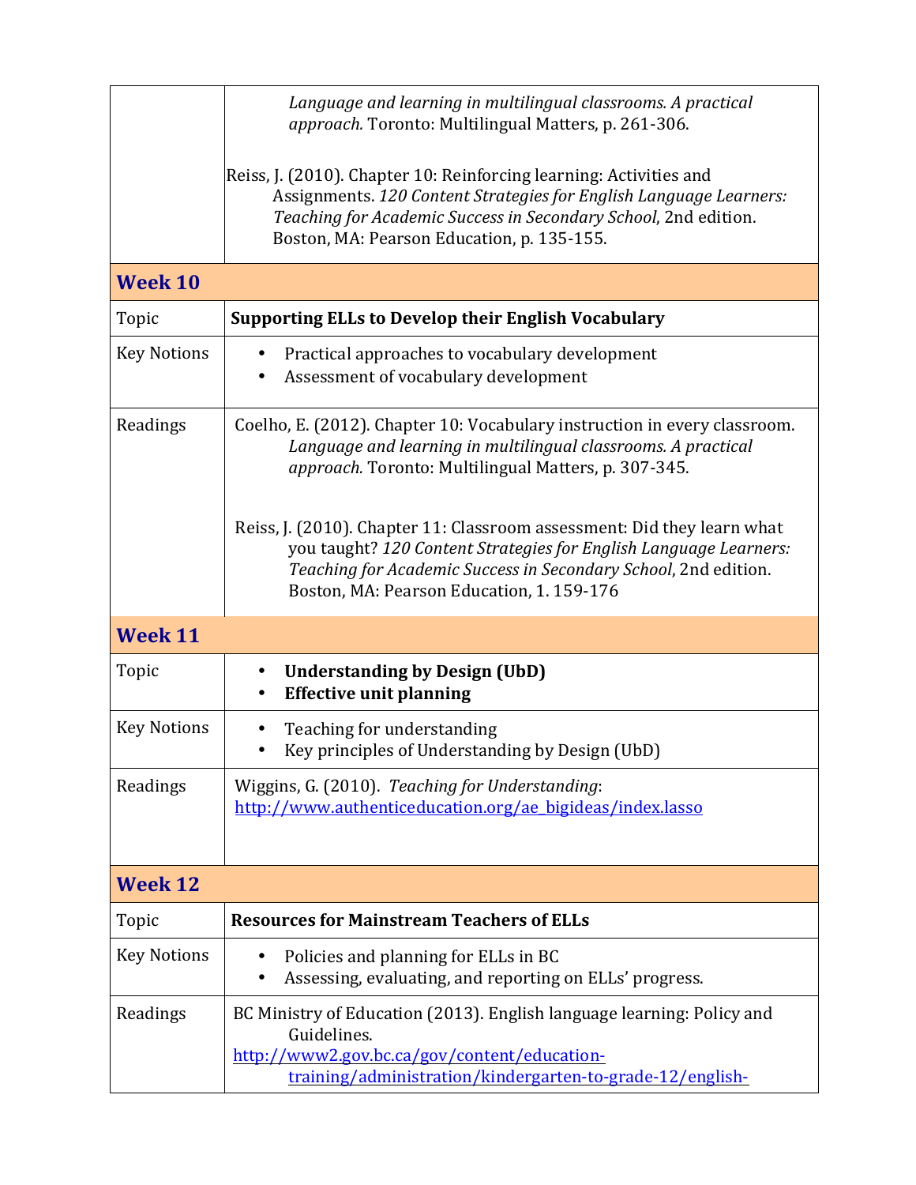| | |
|---|---|
| | *Language and learning in multilingual classrooms. A practical approach.* Toronto: Multilingual Matters, p. 261-306.<br><br>Reiss, J. (2010). Chapter 10: Reinforcing learning: Activities and Assignments. *120 Content Strategies for English Language Learners: Teaching for Academic Success in Secondary School*, 2nd edition. Boston, MA: Pearson Education, p. 135-155. |
| **Week 10** | |
| Topic | **Supporting ELLs to Develop their English Vocabulary** |
| Key Notions | • Practical approaches to vocabulary development<br>• Assessment of vocabulary development |
| Readings | Coelho, E. (2012). Chapter 10: Vocabulary instruction in every classroom. *Language and learning in multilingual classrooms. A practical approach.* Toronto: Multilingual Matters, p. 307-345.<br><br>Reiss, J. (2010). Chapter 11: Classroom assessment: Did they learn what you taught? *120 Content Strategies for English Language Learners: Teaching for Academic Success in Secondary School*, 2nd edition. Boston, MA: Pearson Education, 1. 159-176 |
| **Week 11** | |
| Topic | • **Understanding by Design (UbD)**<br>• **Effective unit planning** |
| Key Notions | • Teaching for understanding<br>• Key principles of Understanding by Design (UbD) |
| Readings | Wiggins, G. (2010). *Teaching for Understanding*: http://www.authenticeducation.org/ae_bigideas/index.lasso |
| **Week 12** | |
| Topic | **Resources for Mainstream Teachers of ELLs** |
| Key Notions | • Policies and planning for ELLs in BC<br>• Assessing, evaluating, and reporting on ELLs' progress. |
| Readings | BC Ministry of Education (2013). English language learning: Policy and Guidelines.<br>http://www2.gov.bc.ca/gov/content/education-training/administration/kindergarten-to-grade-12/english- |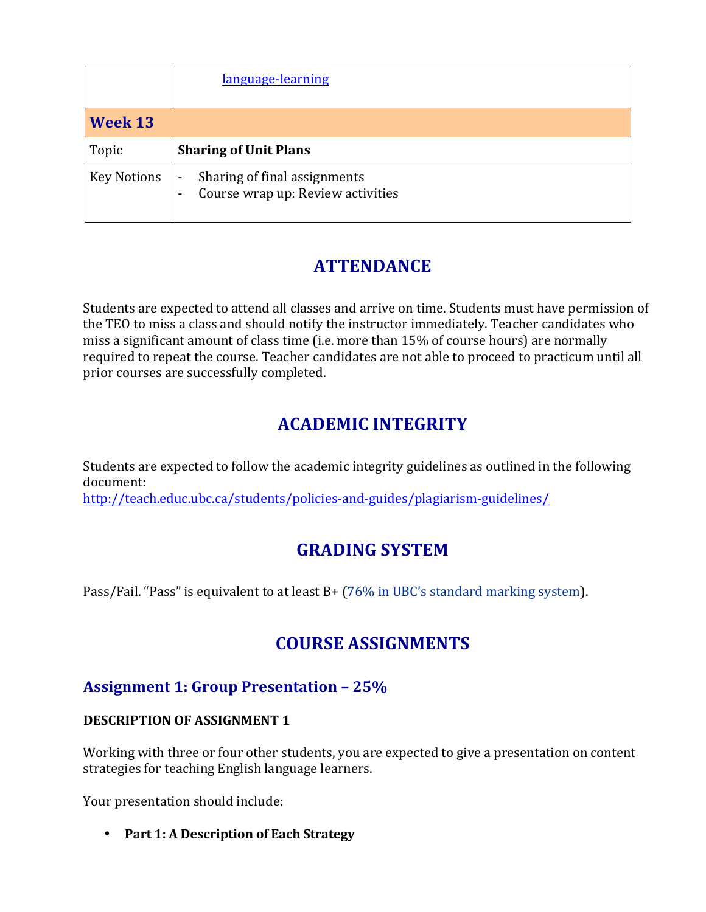| | |
|---|---|
| | [language-learning](language-learning) |
| **Week 13** | |
| Topic | **Sharing of Unit Plans** |
| Key Notions | - Sharing of final assignments<br>- Course wrap up: Review activities |

## ATTENDANCE

Students are expected to attend all classes and arrive on time. Students must have permission of the TEO to miss a class and should notify the instructor immediately. Teacher candidates who miss a significant amount of class time (i.e. more than 15% of course hours) are normally required to repeat the course. Teacher candidates are not able to proceed to practicum until all prior courses are successfully completed.

## ACADEMIC INTEGRITY

Students are expected to follow the academic integrity guidelines as outlined in the following document:
http://teach.educ.ubc.ca/students/policies-and-guides/plagiarism-guidelines/

## GRADING SYSTEM

Pass/Fail. "Pass" is equivalent to at least B+ (76% in UBC's standard marking system).

## COURSE ASSIGNMENTS

### Assignment 1: Group Presentation – 25%

**DESCRIPTION OF ASSIGNMENT 1**

Working with three or four other students, you are expected to give a presentation on content strategies for teaching English language learners.

Your presentation should include:

- **Part 1: A Description of Each Strategy**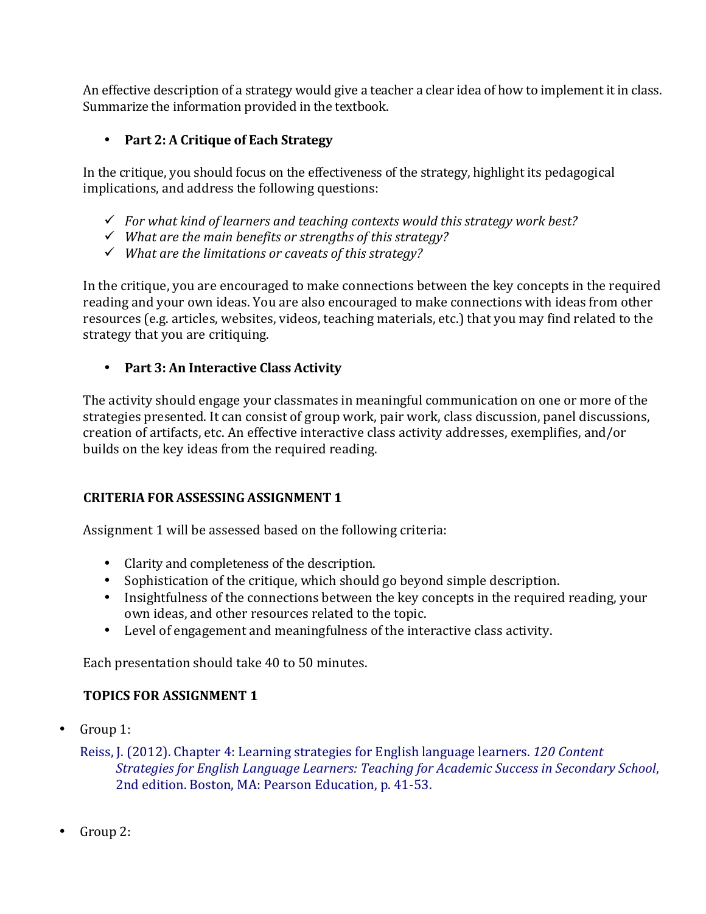An effective description of a strategy would give a teacher a clear idea of how to implement it in class. Summarize the information provided in the textbook.

- **Part 2: A Critique of Each Strategy**

In the critique, you should focus on the effectiveness of the strategy, highlight its pedagogical implications, and address the following questions:

- ✓ *For what kind of learners and teaching contexts would this strategy work best?*
- ✓ *What are the main benefits or strengths of this strategy?*
- ✓ *What are the limitations or caveats of this strategy?*

In the critique, you are encouraged to make connections between the key concepts in the required reading and your own ideas. You are also encouraged to make connections with ideas from other resources (e.g. articles, websites, videos, teaching materials, etc.) that you may find related to the strategy that you are critiquing.

- **Part 3: An Interactive Class Activity**

The activity should engage your classmates in meaningful communication on one or more of the strategies presented. It can consist of group work, pair work, class discussion, panel discussions, creation of artifacts, etc. An effective interactive class activity addresses, exemplifies, and/or builds on the key ideas from the required reading.

**CRITERIA FOR ASSESSING ASSIGNMENT 1**

Assignment 1 will be assessed based on the following criteria:

- Clarity and completeness of the description.
- Sophistication of the critique, which should go beyond simple description.
- Insightfulness of the connections between the key concepts in the required reading, your own ideas, and other resources related to the topic.
- Level of engagement and meaningfulness of the interactive class activity.

Each presentation should take 40 to 50 minutes.

**TOPICS FOR ASSIGNMENT 1**

- Group 1:

  Reiss, J. (2012). Chapter 4: Learning strategies for English language learners. *120 Content Strategies for English Language Learners: Teaching for Academic Success in Secondary School*, 2nd edition. Boston, MA: Pearson Education, p. 41-53.

- Group 2: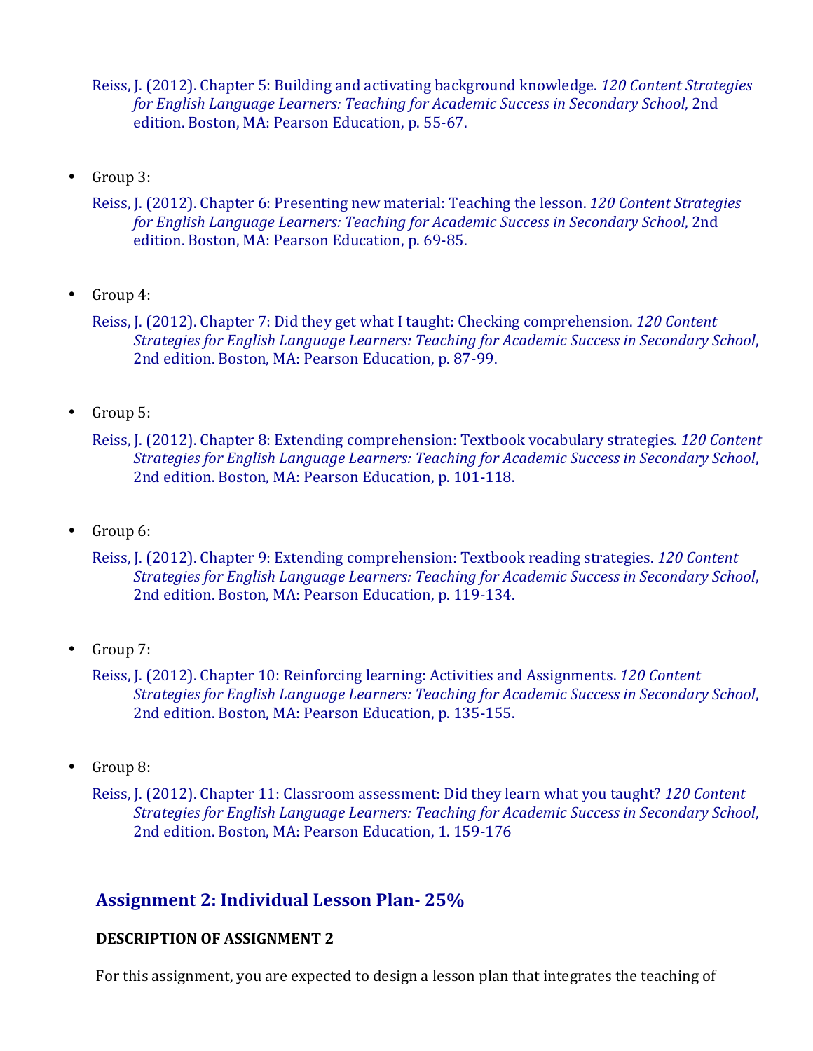Reiss, J. (2012). Chapter 5: Building and activating background knowledge. *120 Content Strategies for English Language Learners: Teaching for Academic Success in Secondary School*, 2nd edition. Boston, MA: Pearson Education, p. 55-67.

- Group 3:

  Reiss, J. (2012). Chapter 6: Presenting new material: Teaching the lesson. *120 Content Strategies for English Language Learners: Teaching for Academic Success in Secondary School*, 2nd edition. Boston, MA: Pearson Education, p. 69-85.

- Group 4:

  Reiss, J. (2012). Chapter 7: Did they get what I taught: Checking comprehension. *120 Content Strategies for English Language Learners: Teaching for Academic Success in Secondary School*, 2nd edition. Boston, MA: Pearson Education, p. 87-99.

- Group 5:

  Reiss, J. (2012). Chapter 8: Extending comprehension: Textbook vocabulary strategies. *120 Content Strategies for English Language Learners: Teaching for Academic Success in Secondary School*, 2nd edition. Boston, MA: Pearson Education, p. 101-118.

- Group 6:

  Reiss, J. (2012). Chapter 9: Extending comprehension: Textbook reading strategies. *120 Content Strategies for English Language Learners: Teaching for Academic Success in Secondary School*, 2nd edition. Boston, MA: Pearson Education, p. 119-134.

- Group 7:

  Reiss, J. (2012). Chapter 10: Reinforcing learning: Activities and Assignments. *120 Content Strategies for English Language Learners: Teaching for Academic Success in Secondary School*, 2nd edition. Boston, MA: Pearson Education, p. 135-155.

- Group 8:

  Reiss, J. (2012). Chapter 11: Classroom assessment: Did they learn what you taught? *120 Content Strategies for English Language Learners: Teaching for Academic Success in Secondary School*, 2nd edition. Boston, MA: Pearson Education, 1. 159-176

## Assignment 2: Individual Lesson Plan- 25%

**DESCRIPTION OF ASSIGNMENT 2**

For this assignment, you are expected to design a lesson plan that integrates the teaching of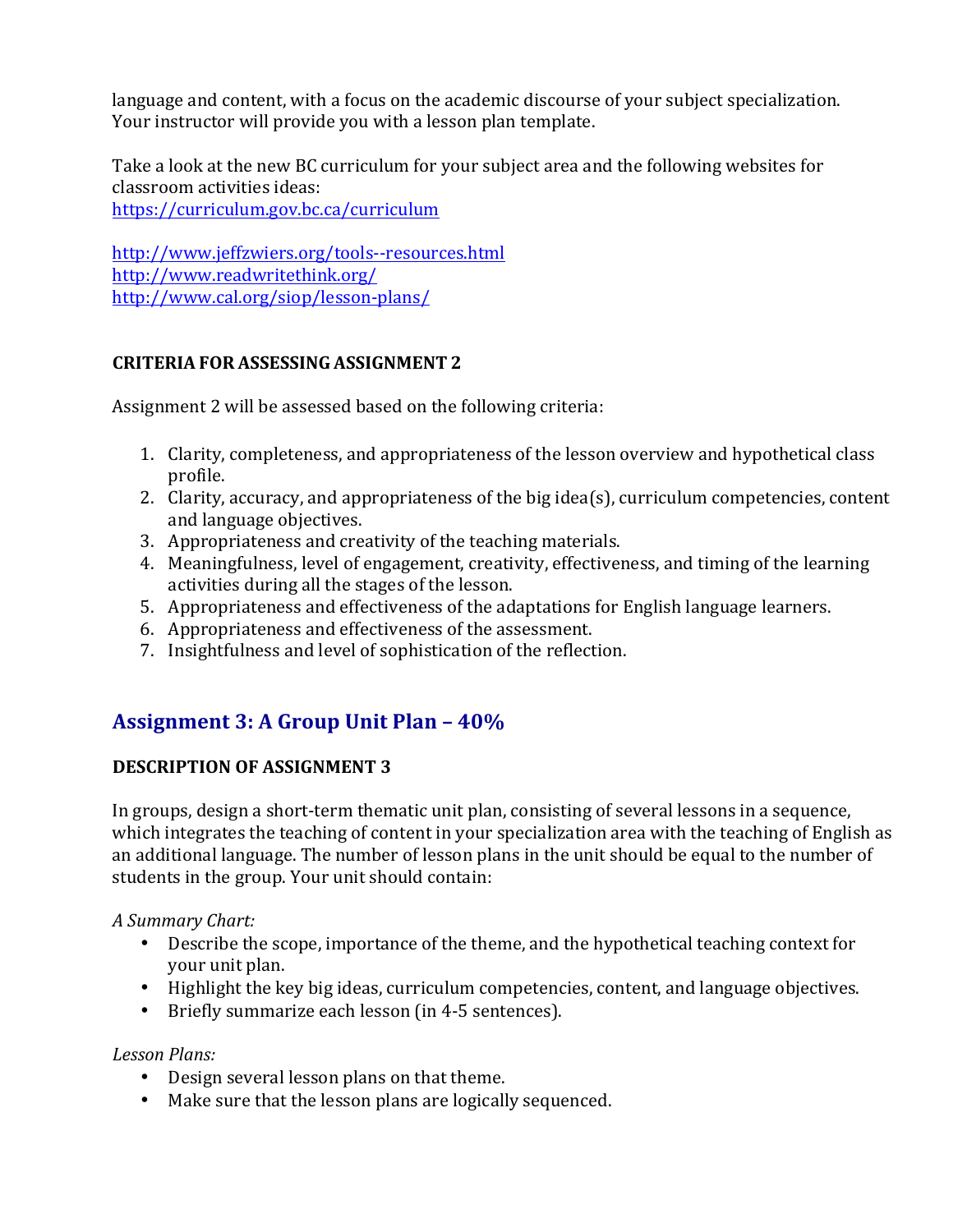language and content, with a focus on the academic discourse of your subject specialization. Your instructor will provide you with a lesson plan template.

Take a look at the new BC curriculum for your subject area and the following websites for classroom activities ideas:
https://curriculum.gov.bc.ca/curriculum

http://www.jeffzwiers.org/tools--resources.html
http://www.readwritethink.org/
http://www.cal.org/siop/lesson-plans/

**CRITERIA FOR ASSESSING ASSIGNMENT 2**

Assignment 2 will be assessed based on the following criteria:

1. Clarity, completeness, and appropriateness of the lesson overview and hypothetical class profile.
2. Clarity, accuracy, and appropriateness of the big idea(s), curriculum competencies, content and language objectives.
3. Appropriateness and creativity of the teaching materials.
4. Meaningfulness, level of engagement, creativity, effectiveness, and timing of the learning activities during all the stages of the lesson.
5. Appropriateness and effectiveness of the adaptations for English language learners.
6. Appropriateness and effectiveness of the assessment.
7. Insightfulness and level of sophistication of the reflection.

## Assignment 3: A Group Unit Plan – 40%

**DESCRIPTION OF ASSIGNMENT 3**

In groups, design a short-term thematic unit plan, consisting of several lessons in a sequence, which integrates the teaching of content in your specialization area with the teaching of English as an additional language. The number of lesson plans in the unit should be equal to the number of students in the group. Your unit should contain:

*A Summary Chart:*

- Describe the scope, importance of the theme, and the hypothetical teaching context for your unit plan.
- Highlight the key big ideas, curriculum competencies, content, and language objectives.
- Briefly summarize each lesson (in 4-5 sentences).

*Lesson Plans:*

- Design several lesson plans on that theme.
- Make sure that the lesson plans are logically sequenced.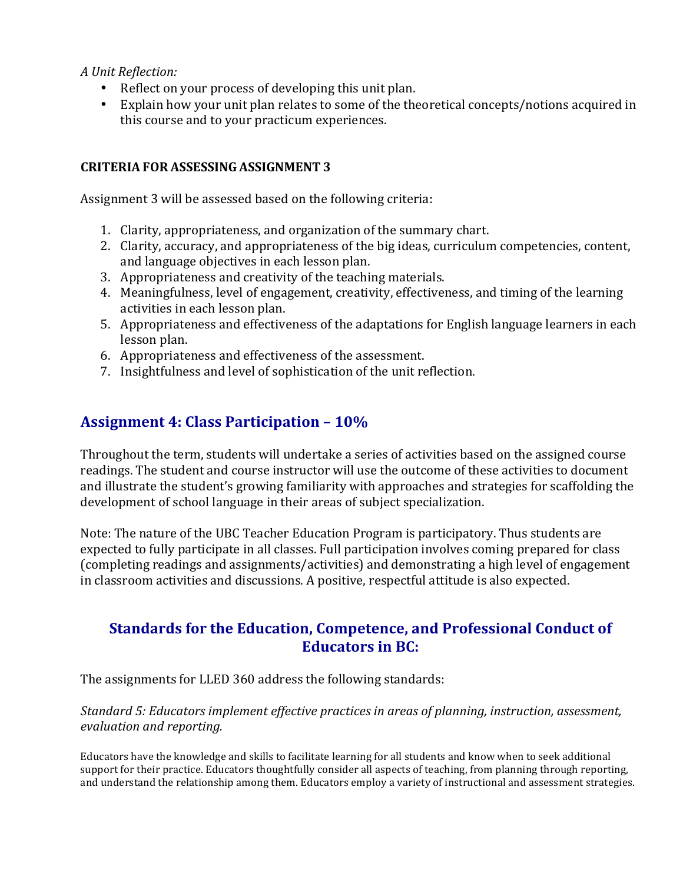*A Unit Reflection:*

- Reflect on your process of developing this unit plan.
- Explain how your unit plan relates to some of the theoretical concepts/notions acquired in this course and to your practicum experiences.

**CRITERIA FOR ASSESSING ASSIGNMENT 3**

Assignment 3 will be assessed based on the following criteria:

1. Clarity, appropriateness, and organization of the summary chart.
2. Clarity, accuracy, and appropriateness of the big ideas, curriculum competencies, content, and language objectives in each lesson plan.
3. Appropriateness and creativity of the teaching materials.
4. Meaningfulness, level of engagement, creativity, effectiveness, and timing of the learning activities in each lesson plan.
5. Appropriateness and effectiveness of the adaptations for English language learners in each lesson plan.
6. Appropriateness and effectiveness of the assessment.
7. Insightfulness and level of sophistication of the unit reflection.

## Assignment 4: Class Participation – 10%

Throughout the term, students will undertake a series of activities based on the assigned course readings. The student and course instructor will use the outcome of these activities to document and illustrate the student's growing familiarity with approaches and strategies for scaffolding the development of school language in their areas of subject specialization.

Note: The nature of the UBC Teacher Education Program is participatory. Thus students are expected to fully participate in all classes. Full participation involves coming prepared for class (completing readings and assignments/activities) and demonstrating a high level of engagement in classroom activities and discussions. A positive, respectful attitude is also expected.

## Standards for the Education, Competence, and Professional Conduct of Educators in BC:

The assignments for LLED 360 address the following standards:

*Standard 5: Educators implement effective practices in areas of planning, instruction, assessment, evaluation and reporting.*

Educators have the knowledge and skills to facilitate learning for all students and know when to seek additional support for their practice. Educators thoughtfully consider all aspects of teaching, from planning through reporting, and understand the relationship among them. Educators employ a variety of instructional and assessment strategies.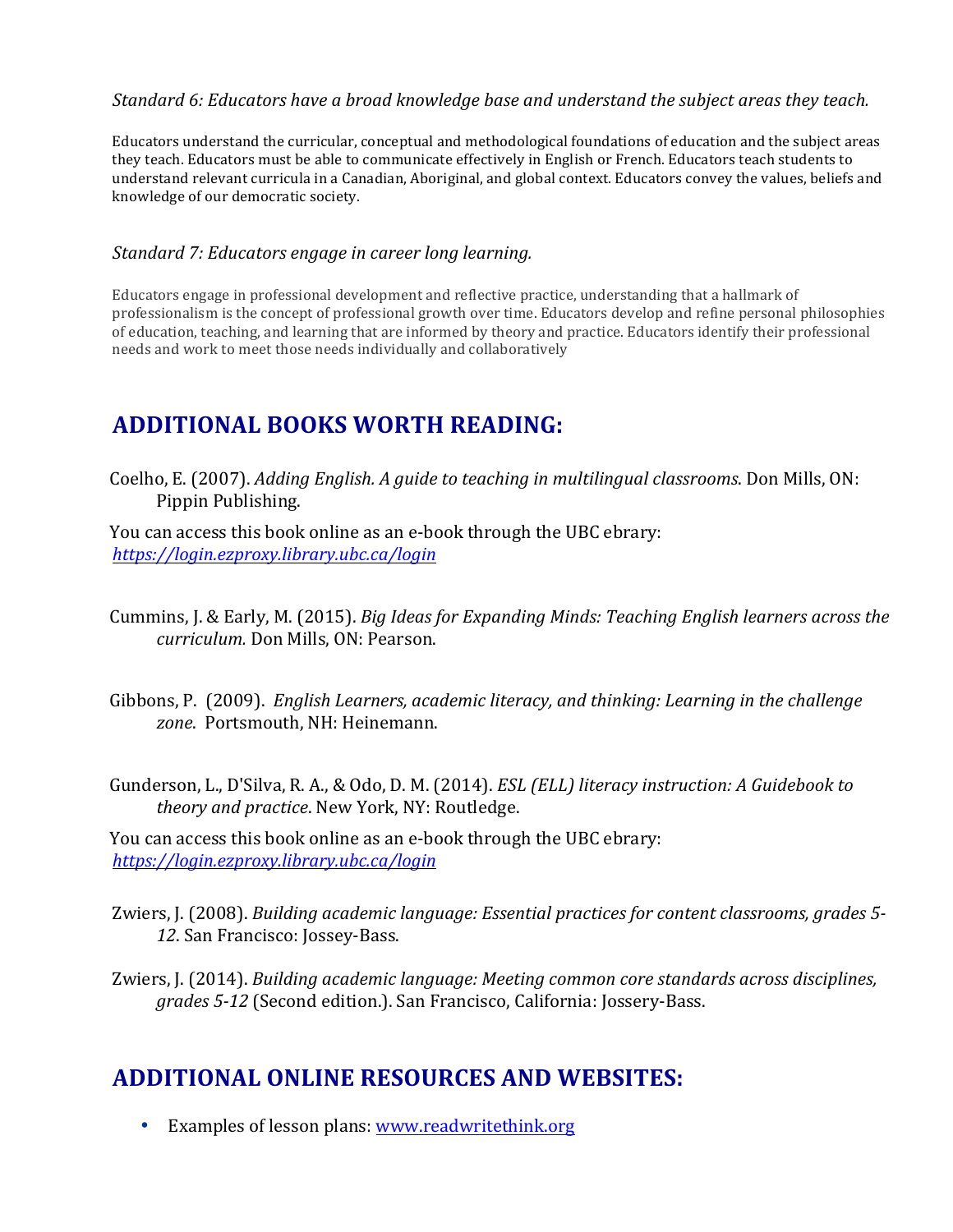*Standard 6: Educators have a broad knowledge base and understand the subject areas they teach.*

Educators understand the curricular, conceptual and methodological foundations of education and the subject areas they teach. Educators must be able to communicate effectively in English or French. Educators teach students to understand relevant curricula in a Canadian, Aboriginal, and global context. Educators convey the values, beliefs and knowledge of our democratic society.

*Standard 7: Educators engage in career long learning.*

Educators engage in professional development and reflective practice, understanding that a hallmark of professionalism is the concept of professional growth over time. Educators develop and refine personal philosophies of education, teaching, and learning that are informed by theory and practice. Educators identify their professional needs and work to meet those needs individually and collaboratively

## ADDITIONAL BOOKS WORTH READING:

Coelho, E. (2007). *Adding English. A guide to teaching in multilingual classrooms*. Don Mills, ON: Pippin Publishing.

You can access this book online as an e-book through the UBC ebrary: *https://login.ezproxy.library.ubc.ca/login*

Cummins, J. & Early, M. (2015). *Big Ideas for Expanding Minds: Teaching English learners across the curriculum.* Don Mills, ON: Pearson.

Gibbons, P. (2009). *English Learners, academic literacy, and thinking: Learning in the challenge zone*. Portsmouth, NH: Heinemann.

Gunderson, L., D'Silva, R. A., & Odo, D. M. (2014). *ESL (ELL) literacy instruction: A Guidebook to theory and practice*. New York, NY: Routledge.

You can access this book online as an e-book through the UBC ebrary: *https://login.ezproxy.library.ubc.ca/login*

Zwiers, J. (2008). *Building academic language: Essential practices for content classrooms, grades 5-12*. San Francisco: Jossey-Bass.

Zwiers, J. (2014). *Building academic language: Meeting common core standards across disciplines, grades 5-12* (Second edition.). San Francisco, California: Jossery-Bass.

## ADDITIONAL ONLINE RESOURCES AND WEBSITES:

- Examples of lesson plans: www.readwritethink.org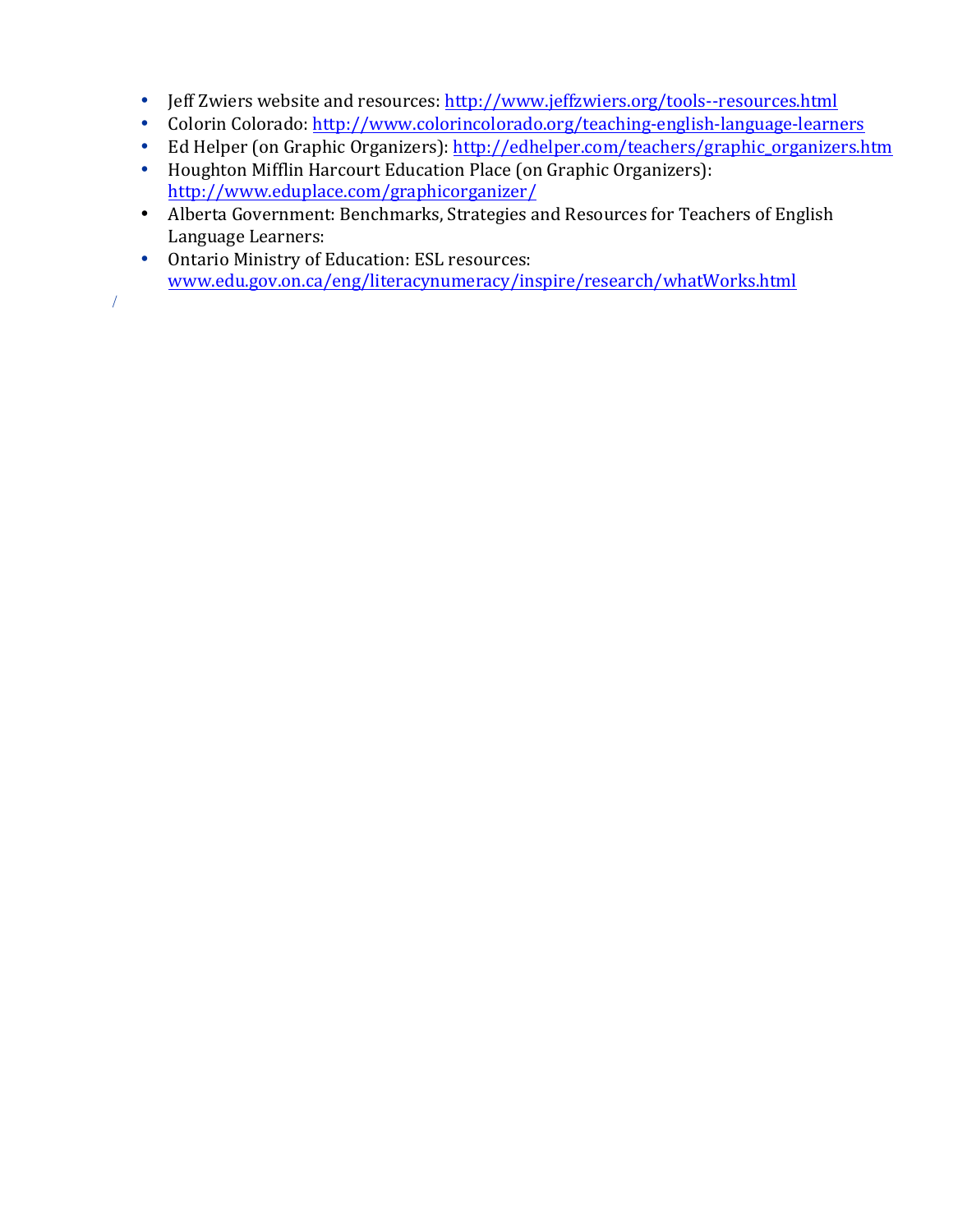- Jeff Zwiers website and resources: http://www.jeffzwiers.org/tools--resources.html
- Colorin Colorado: http://www.colorincolorado.org/teaching-english-language-learners
- Ed Helper (on Graphic Organizers): http://edhelper.com/teachers/graphic_organizers.htm
- Houghton Mifflin Harcourt Education Place (on Graphic Organizers): http://www.eduplace.com/graphicorganizer/
- Alberta Government: Benchmarks, Strategies and Resources for Teachers of English Language Learners:
- Ontario Ministry of Education: ESL resources: www.edu.gov.on.ca/eng/literacynumeracy/inspire/research/whatWorks.html

/